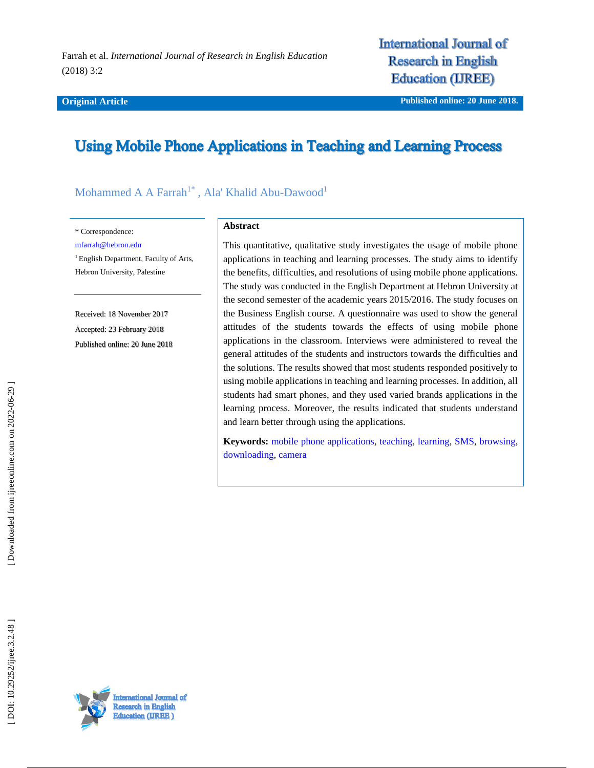Farrah et al. *International Journal of Research in English Education* (2018) 3:2

**Original Article**

Published online: 20 June 2018.

# Using Mobile Phone Applications in Teaching and Learning Process

Mohammed A A Farrah[1*] , Ala' Khalid Abu-Dawood[1]

* Correspondence:
mfarrah@hebron.edu

[1] English Department, Faculty of Arts, Hebron University, Palestine

Received: 18 November 2017

Accepted: 23 February 2018

Published online: 20 June 2018

## Abstract

This quantitative, qualitative study investigates the usage of mobile phone applications in teaching and learning processes. The study aims to identify the benefits, difficulties, and resolutions of using mobile phone applications. The study was conducted in the English Department at Hebron University at the second semester of the academic years 2015/2016. The study focuses on the Business English course. A questionnaire was used to show the general attitudes of the students towards the effects of using mobile phone applications in the classroom. Interviews were administered to reveal the general attitudes of the students and instructors towards the difficulties and the solutions. The results showed that most students responded positively to using mobile applications in teaching and learning processes. In addition, all students had smart phones, and they used varied brands applications in the learning process. Moreover, the results indicated that students understand and learn better through using the applications.

**Keywords:** mobile phone applications, teaching, learning, SMS, browsing, downloading, camera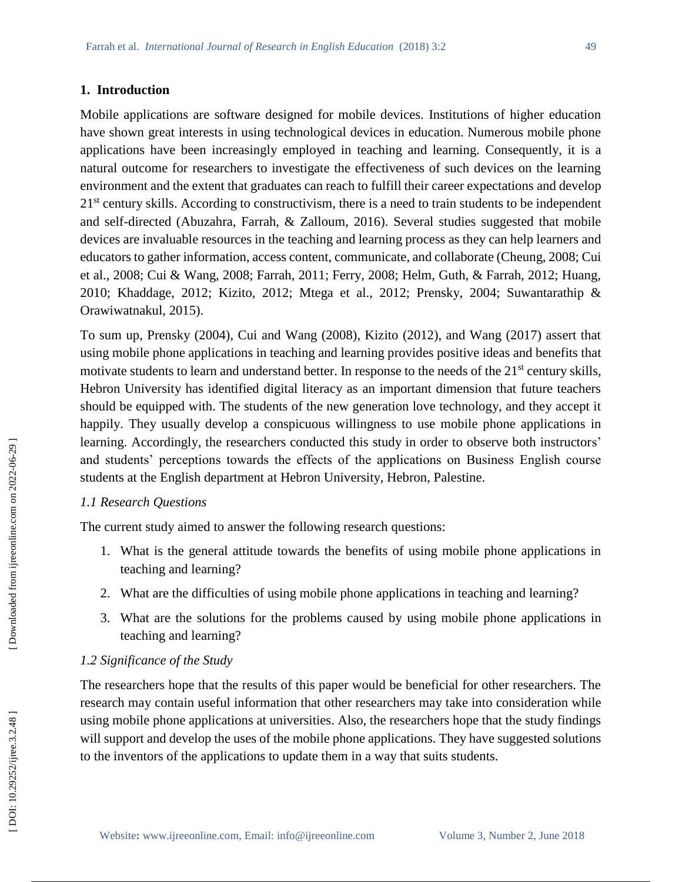## 1. Introduction

Mobile applications are software designed for mobile devices. Institutions of higher education have shown great interests in using technological devices in education. Numerous mobile phone applications have been increasingly employed in teaching and learning. Consequently, it is a natural outcome for researchers to investigate the effectiveness of such devices on the learning environment and the extent that graduates can reach to fulfill their career expectations and develop 21st century skills. According to constructivism, there is a need to train students to be independent and self-directed (Abuzahra, Farrah, & Zalloum, 2016). Several studies suggested that mobile devices are invaluable resources in the teaching and learning process as they can help learners and educators to gather information, access content, communicate, and collaborate (Cheung, 2008; Cui et al., 2008; Cui & Wang, 2008; Farrah, 2011; Ferry, 2008; Helm, Guth, & Farrah, 2012; Huang, 2010; Khaddage, 2012; Kizito, 2012; Mtega et al., 2012; Prensky, 2004; Suwantarathip & Orawiwatnakul, 2015).

To sum up, Prensky (2004), Cui and Wang (2008), Kizito (2012), and Wang (2017) assert that using mobile phone applications in teaching and learning provides positive ideas and benefits that motivate students to learn and understand better. In response to the needs of the 21st century skills, Hebron University has identified digital literacy as an important dimension that future teachers should be equipped with. The students of the new generation love technology, and they accept it happily. They usually develop a conspicuous willingness to use mobile phone applications in learning. Accordingly, the researchers conducted this study in order to observe both instructors' and students' perceptions towards the effects of the applications on Business English course students at the English department at Hebron University, Hebron, Palestine.

### *1.1 Research Questions*

The current study aimed to answer the following research questions:

1. What is the general attitude towards the benefits of using mobile phone applications in teaching and learning?
2. What are the difficulties of using mobile phone applications in teaching and learning?
3. What are the solutions for the problems caused by using mobile phone applications in teaching and learning?

### *1.2 Significance of the Study*

The researchers hope that the results of this paper would be beneficial for other researchers. The research may contain useful information that other researchers may take into consideration while using mobile phone applications at universities. Also, the researchers hope that the study findings will support and develop the uses of the mobile phone applications. They have suggested solutions to the inventors of the applications to update them in a way that suits students.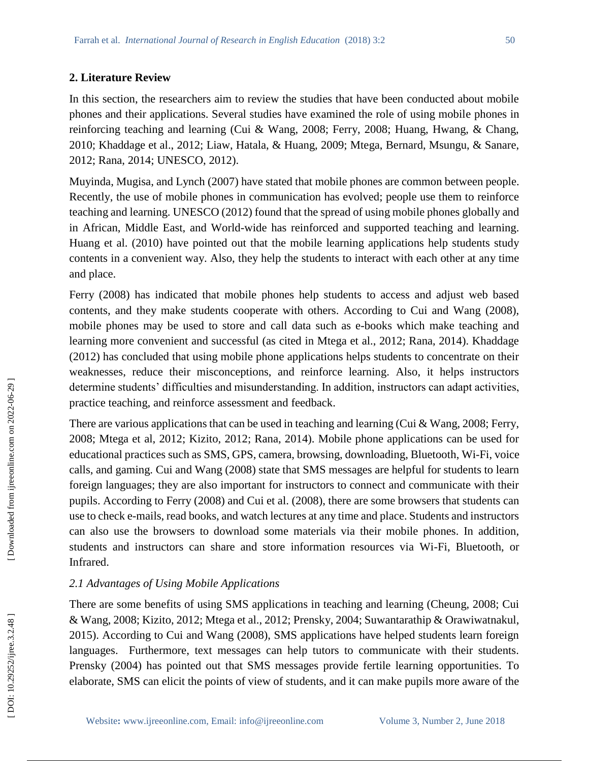## 2. Literature Review

In this section, the researchers aim to review the studies that have been conducted about mobile phones and their applications. Several studies have examined the role of using mobile phones in reinforcing teaching and learning (Cui & Wang, 2008; Ferry, 2008; Huang, Hwang, & Chang, 2010; Khaddage et al., 2012; Liaw, Hatala, & Huang, 2009; Mtega, Bernard, Msungu, & Sanare, 2012; Rana, 2014; UNESCO, 2012).

Muyinda, Mugisa, and Lynch (2007) have stated that mobile phones are common between people. Recently, the use of mobile phones in communication has evolved; people use them to reinforce teaching and learning. UNESCO (2012) found that the spread of using mobile phones globally and in African, Middle East, and World-wide has reinforced and supported teaching and learning. Huang et al. (2010) have pointed out that the mobile learning applications help students study contents in a convenient way. Also, they help the students to interact with each other at any time and place.

Ferry (2008) has indicated that mobile phones help students to access and adjust web based contents, and they make students cooperate with others. According to Cui and Wang (2008), mobile phones may be used to store and call data such as e-books which make teaching and learning more convenient and successful (as cited in Mtega et al., 2012; Rana, 2014). Khaddage (2012) has concluded that using mobile phone applications helps students to concentrate on their weaknesses, reduce their misconceptions, and reinforce learning. Also, it helps instructors determine students' difficulties and misunderstanding. In addition, instructors can adapt activities, practice teaching, and reinforce assessment and feedback.

There are various applications that can be used in teaching and learning (Cui & Wang, 2008; Ferry, 2008; Mtega et al, 2012; Kizito, 2012; Rana, 2014). Mobile phone applications can be used for educational practices such as SMS, GPS, camera, browsing, downloading, Bluetooth, Wi-Fi, voice calls, and gaming. Cui and Wang (2008) state that SMS messages are helpful for students to learn foreign languages; they are also important for instructors to connect and communicate with their pupils. According to Ferry (2008) and Cui et al. (2008), there are some browsers that students can use to check e-mails, read books, and watch lectures at any time and place. Students and instructors can also use the browsers to download some materials via their mobile phones. In addition, students and instructors can share and store information resources via Wi-Fi, Bluetooth, or Infrared.

### *2.1 Advantages of Using Mobile Applications*

There are some benefits of using SMS applications in teaching and learning (Cheung, 2008; Cui & Wang, 2008; Kizito, 2012; Mtega et al., 2012; Prensky, 2004; Suwantarathip & Orawiwatnakul, 2015). According to Cui and Wang (2008), SMS applications have helped students learn foreign languages. Furthermore, text messages can help tutors to communicate with their students. Prensky (2004) has pointed out that SMS messages provide fertile learning opportunities. To elaborate, SMS can elicit the points of view of students, and it can make pupils more aware of the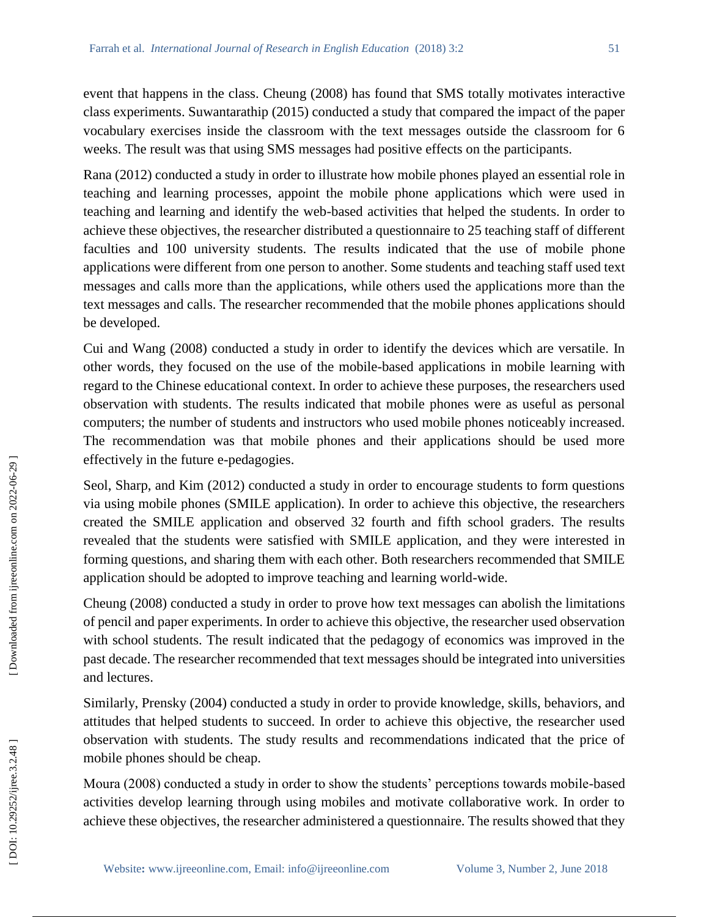event that happens in the class. Cheung (2008) has found that SMS totally motivates interactive class experiments. Suwantarathip (2015) conducted a study that compared the impact of the paper vocabulary exercises inside the classroom with the text messages outside the classroom for 6 weeks. The result was that using SMS messages had positive effects on the participants.

Rana (2012) conducted a study in order to illustrate how mobile phones played an essential role in teaching and learning processes, appoint the mobile phone applications which were used in teaching and learning and identify the web-based activities that helped the students. In order to achieve these objectives, the researcher distributed a questionnaire to 25 teaching staff of different faculties and 100 university students. The results indicated that the use of mobile phone applications were different from one person to another. Some students and teaching staff used text messages and calls more than the applications, while others used the applications more than the text messages and calls. The researcher recommended that the mobile phones applications should be developed.

Cui and Wang (2008) conducted a study in order to identify the devices which are versatile. In other words, they focused on the use of the mobile-based applications in mobile learning with regard to the Chinese educational context. In order to achieve these purposes, the researchers used observation with students. The results indicated that mobile phones were as useful as personal computers; the number of students and instructors who used mobile phones noticeably increased. The recommendation was that mobile phones and their applications should be used more effectively in the future e-pedagogies.

Seol, Sharp, and Kim (2012) conducted a study in order to encourage students to form questions via using mobile phones (SMILE application). In order to achieve this objective, the researchers created the SMILE application and observed 32 fourth and fifth school graders. The results revealed that the students were satisfied with SMILE application, and they were interested in forming questions, and sharing them with each other. Both researchers recommended that SMILE application should be adopted to improve teaching and learning world-wide.

Cheung (2008) conducted a study in order to prove how text messages can abolish the limitations of pencil and paper experiments. In order to achieve this objective, the researcher used observation with school students. The result indicated that the pedagogy of economics was improved in the past decade. The researcher recommended that text messages should be integrated into universities and lectures.

Similarly, Prensky (2004) conducted a study in order to provide knowledge, skills, behaviors, and attitudes that helped students to succeed. In order to achieve this objective, the researcher used observation with students. The study results and recommendations indicated that the price of mobile phones should be cheap.

Moura (2008) conducted a study in order to show the students' perceptions towards mobile-based activities develop learning through using mobiles and motivate collaborative work. In order to achieve these objectives, the researcher administered a questionnaire. The results showed that they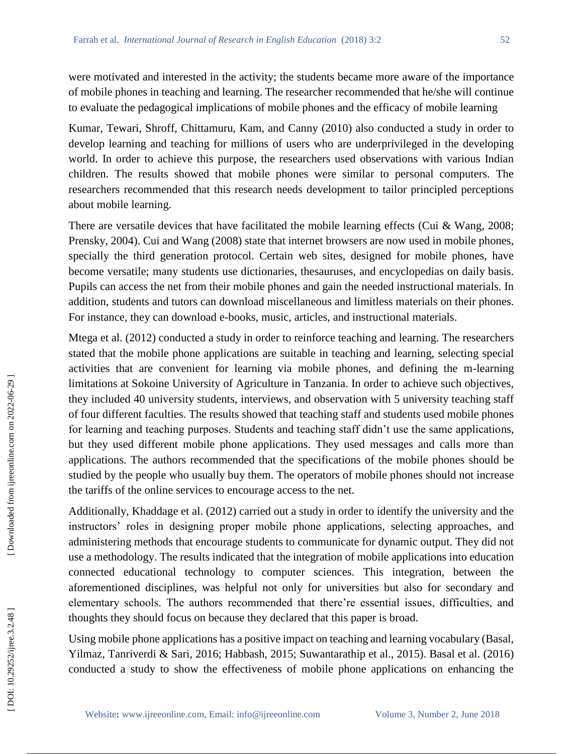were motivated and interested in the activity; the students became more aware of the importance of mobile phones in teaching and learning. The researcher recommended that he/she will continue to evaluate the pedagogical implications of mobile phones and the efficacy of mobile learning

Kumar, Tewari, Shroff, Chittamuru, Kam, and Canny (2010) also conducted a study in order to develop learning and teaching for millions of users who are underprivileged in the developing world. In order to achieve this purpose, the researchers used observations with various Indian children. The results showed that mobile phones were similar to personal computers. The researchers recommended that this research needs development to tailor principled perceptions about mobile learning.

There are versatile devices that have facilitated the mobile learning effects (Cui & Wang, 2008; Prensky, 2004). Cui and Wang (2008) state that internet browsers are now used in mobile phones, specially the third generation protocol. Certain web sites, designed for mobile phones, have become versatile; many students use dictionaries, thesauruses, and encyclopedias on daily basis. Pupils can access the net from their mobile phones and gain the needed instructional materials. In addition, students and tutors can download miscellaneous and limitless materials on their phones. For instance, they can download e-books, music, articles, and instructional materials.

Mtega et al. (2012) conducted a study in order to reinforce teaching and learning. The researchers stated that the mobile phone applications are suitable in teaching and learning, selecting special activities that are convenient for learning via mobile phones, and defining the m-learning limitations at Sokoine University of Agriculture in Tanzania. In order to achieve such objectives, they included 40 university students, interviews, and observation with 5 university teaching staff of four different faculties. The results showed that teaching staff and students used mobile phones for learning and teaching purposes. Students and teaching staff didn't use the same applications, but they used different mobile phone applications. They used messages and calls more than applications. The authors recommended that the specifications of the mobile phones should be studied by the people who usually buy them. The operators of mobile phones should not increase the tariffs of the online services to encourage access to the net.

Additionally, Khaddage et al. (2012) carried out a study in order to identify the university and the instructors' roles in designing proper mobile phone applications, selecting approaches, and administering methods that encourage students to communicate for dynamic output. They did not use a methodology. The results indicated that the integration of mobile applications into education connected educational technology to computer sciences. This integration, between the aforementioned disciplines, was helpful not only for universities but also for secondary and elementary schools. The authors recommended that there're essential issues, difficulties, and thoughts they should focus on because they declared that this paper is broad.

Using mobile phone applications has a positive impact on teaching and learning vocabulary (Basal, Yilmaz, Tanriverdi & Sari, 2016; Habbash, 2015; Suwantarathip et al., 2015). Basal et al. (2016) conducted a study to show the effectiveness of mobile phone applications on enhancing the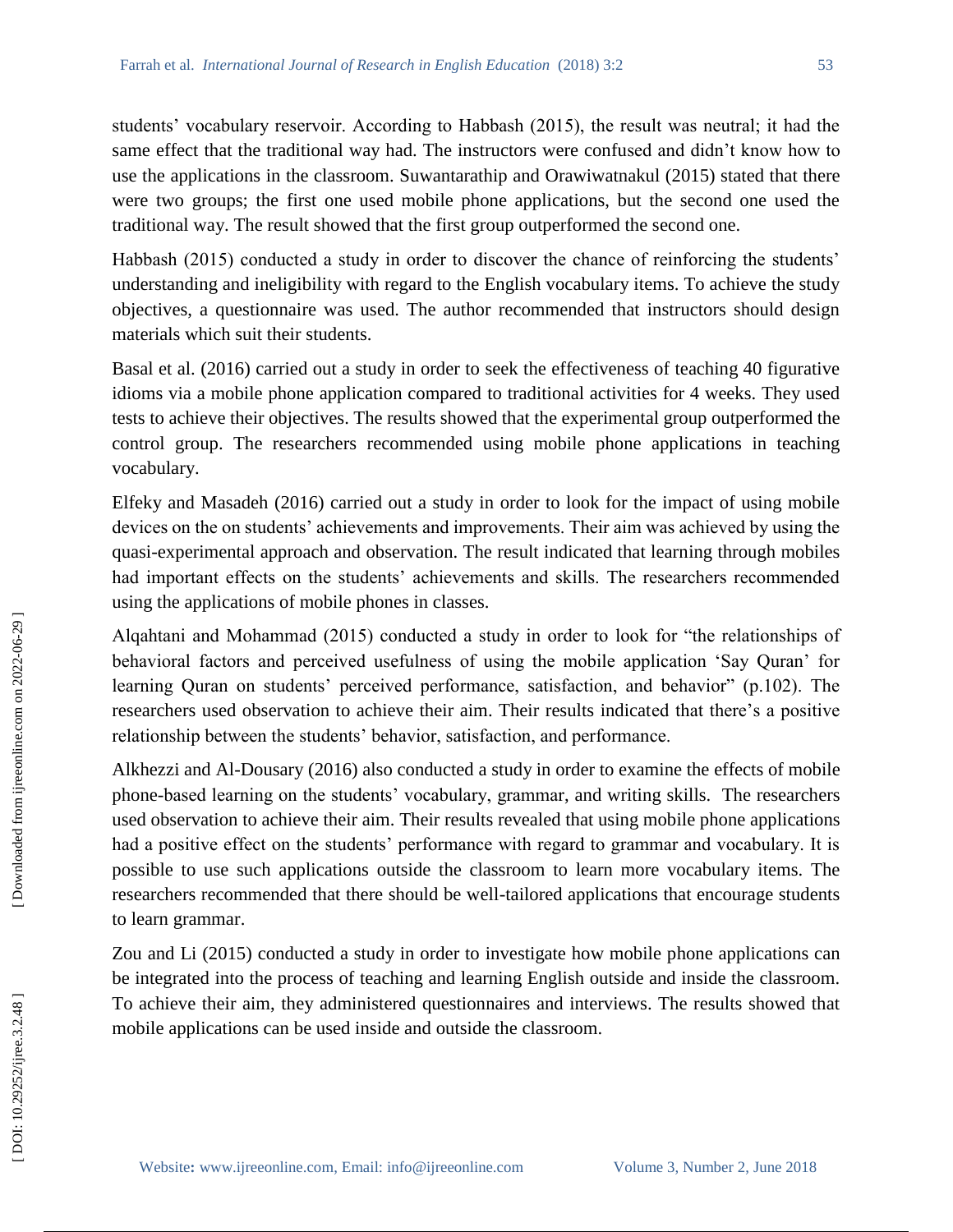students' vocabulary reservoir. According to Habbash (2015), the result was neutral; it had the same effect that the traditional way had. The instructors were confused and didn't know how to use the applications in the classroom. Suwantarathip and Orawiwatnakul (2015) stated that there were two groups; the first one used mobile phone applications, but the second one used the traditional way. The result showed that the first group outperformed the second one.

Habbash (2015) conducted a study in order to discover the chance of reinforcing the students' understanding and ineligibility with regard to the English vocabulary items. To achieve the study objectives, a questionnaire was used. The author recommended that instructors should design materials which suit their students.

Basal et al. (2016) carried out a study in order to seek the effectiveness of teaching 40 figurative idioms via a mobile phone application compared to traditional activities for 4 weeks. They used tests to achieve their objectives. The results showed that the experimental group outperformed the control group. The researchers recommended using mobile phone applications in teaching vocabulary.

Elfeky and Masadeh (2016) carried out a study in order to look for the impact of using mobile devices on the on students' achievements and improvements. Their aim was achieved by using the quasi-experimental approach and observation. The result indicated that learning through mobiles had important effects on the students' achievements and skills. The researchers recommended using the applications of mobile phones in classes.

Alqahtani and Mohammad (2015) conducted a study in order to look for "the relationships of behavioral factors and perceived usefulness of using the mobile application 'Say Quran' for learning Quran on students' perceived performance, satisfaction, and behavior" (p.102). The researchers used observation to achieve their aim. Their results indicated that there's a positive relationship between the students' behavior, satisfaction, and performance.

Alkhezzi and Al-Dousary (2016) also conducted a study in order to examine the effects of mobile phone-based learning on the students' vocabulary, grammar, and writing skills. The researchers used observation to achieve their aim. Their results revealed that using mobile phone applications had a positive effect on the students' performance with regard to grammar and vocabulary. It is possible to use such applications outside the classroom to learn more vocabulary items. The researchers recommended that there should be well-tailored applications that encourage students to learn grammar.

Zou and Li (2015) conducted a study in order to investigate how mobile phone applications can be integrated into the process of teaching and learning English outside and inside the classroom. To achieve their aim, they administered questionnaires and interviews. The results showed that mobile applications can be used inside and outside the classroom.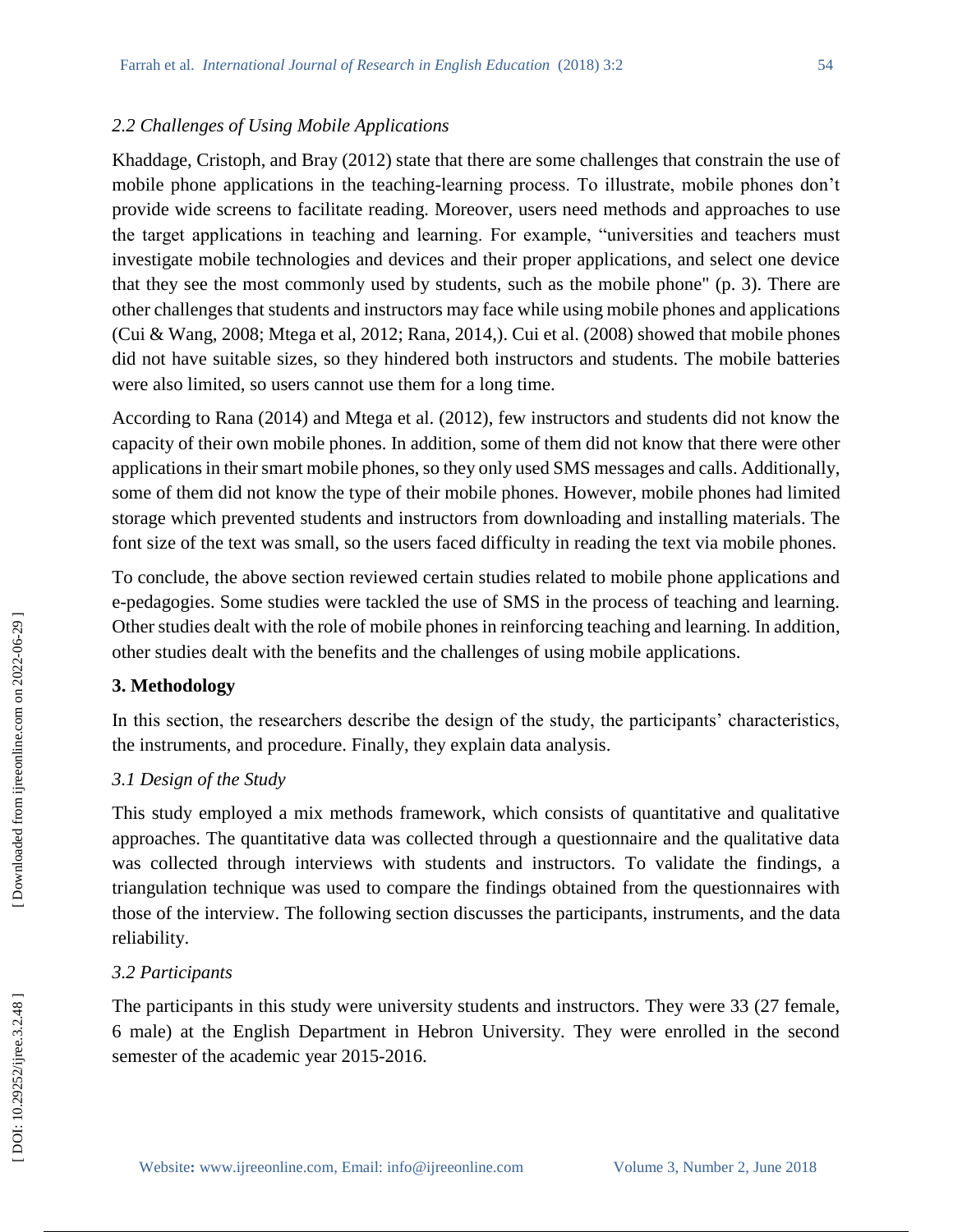### *2.2 Challenges of Using Mobile Applications*

Khaddage, Cristoph, and Bray (2012) state that there are some challenges that constrain the use of mobile phone applications in the teaching-learning process. To illustrate, mobile phones don't provide wide screens to facilitate reading. Moreover, users need methods and approaches to use the target applications in teaching and learning. For example, "universities and teachers must investigate mobile technologies and devices and their proper applications, and select one device that they see the most commonly used by students, such as the mobile phone" (p. 3). There are other challenges that students and instructors may face while using mobile phones and applications (Cui & Wang, 2008; Mtega et al, 2012; Rana, 2014,). Cui et al. (2008) showed that mobile phones did not have suitable sizes, so they hindered both instructors and students. The mobile batteries were also limited, so users cannot use them for a long time.

According to Rana (2014) and Mtega et al. (2012), few instructors and students did not know the capacity of their own mobile phones. In addition, some of them did not know that there were other applications in their smart mobile phones, so they only used SMS messages and calls. Additionally, some of them did not know the type of their mobile phones. However, mobile phones had limited storage which prevented students and instructors from downloading and installing materials. The font size of the text was small, so the users faced difficulty in reading the text via mobile phones.

To conclude, the above section reviewed certain studies related to mobile phone applications and e-pedagogies. Some studies were tackled the use of SMS in the process of teaching and learning. Other studies dealt with the role of mobile phones in reinforcing teaching and learning. In addition, other studies dealt with the benefits and the challenges of using mobile applications.

## 3. Methodology

In this section, the researchers describe the design of the study, the participants' characteristics, the instruments, and procedure. Finally, they explain data analysis.

### *3.1 Design of the Study*

This study employed a mix methods framework, which consists of quantitative and qualitative approaches. The quantitative data was collected through a questionnaire and the qualitative data was collected through interviews with students and instructors. To validate the findings, a triangulation technique was used to compare the findings obtained from the questionnaires with those of the interview. The following section discusses the participants, instruments, and the data reliability.

### *3.2 Participants*

The participants in this study were university students and instructors. They were 33 (27 female, 6 male) at the English Department in Hebron University. They were enrolled in the second semester of the academic year 2015-2016.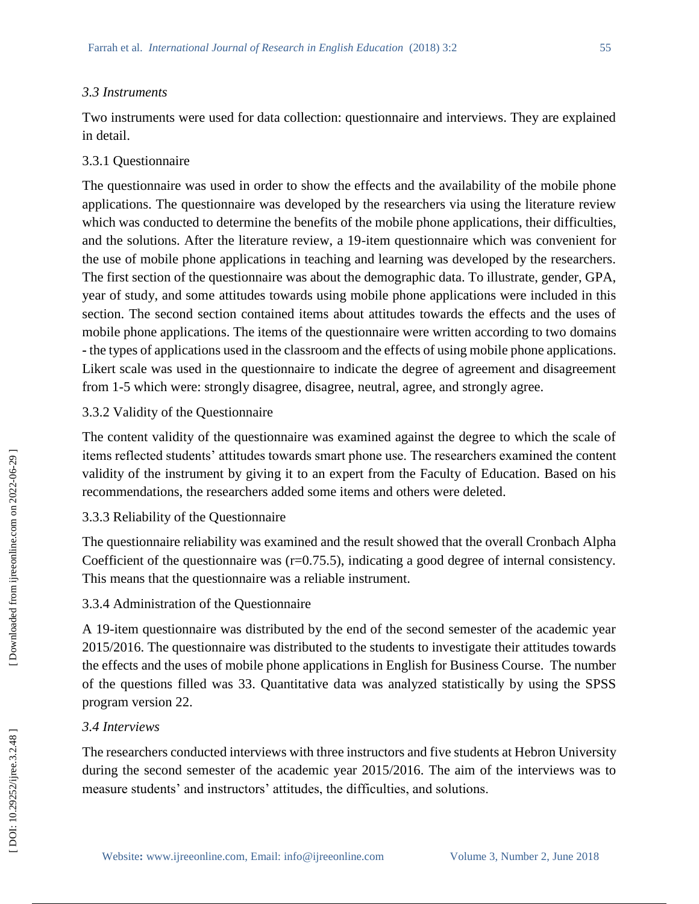### *3.3 Instruments*

Two instruments were used for data collection: questionnaire and interviews. They are explained in detail.

#### 3.3.1 Questionnaire

The questionnaire was used in order to show the effects and the availability of the mobile phone applications. The questionnaire was developed by the researchers via using the literature review which was conducted to determine the benefits of the mobile phone applications, their difficulties, and the solutions. After the literature review, a 19-item questionnaire which was convenient for the use of mobile phone applications in teaching and learning was developed by the researchers. The first section of the questionnaire was about the demographic data. To illustrate, gender, GPA, year of study, and some attitudes towards using mobile phone applications were included in this section. The second section contained items about attitudes towards the effects and the uses of mobile phone applications. The items of the questionnaire were written according to two domains - the types of applications used in the classroom and the effects of using mobile phone applications. Likert scale was used in the questionnaire to indicate the degree of agreement and disagreement from 1-5 which were: strongly disagree, disagree, neutral, agree, and strongly agree.

#### 3.3.2 Validity of the Questionnaire

The content validity of the questionnaire was examined against the degree to which the scale of items reflected students' attitudes towards smart phone use. The researchers examined the content validity of the instrument by giving it to an expert from the Faculty of Education. Based on his recommendations, the researchers added some items and others were deleted.

#### 3.3.3 Reliability of the Questionnaire

The questionnaire reliability was examined and the result showed that the overall Cronbach Alpha Coefficient of the questionnaire was (r=0.75.5), indicating a good degree of internal consistency. This means that the questionnaire was a reliable instrument.

#### 3.3.4 Administration of the Questionnaire

A 19-item questionnaire was distributed by the end of the second semester of the academic year 2015/2016. The questionnaire was distributed to the students to investigate their attitudes towards the effects and the uses of mobile phone applications in English for Business Course. The number of the questions filled was 33. Quantitative data was analyzed statistically by using the SPSS program version 22.

### *3.4 Interviews*

The researchers conducted interviews with three instructors and five students at Hebron University during the second semester of the academic year 2015/2016. The aim of the interviews was to measure students' and instructors' attitudes, the difficulties, and solutions.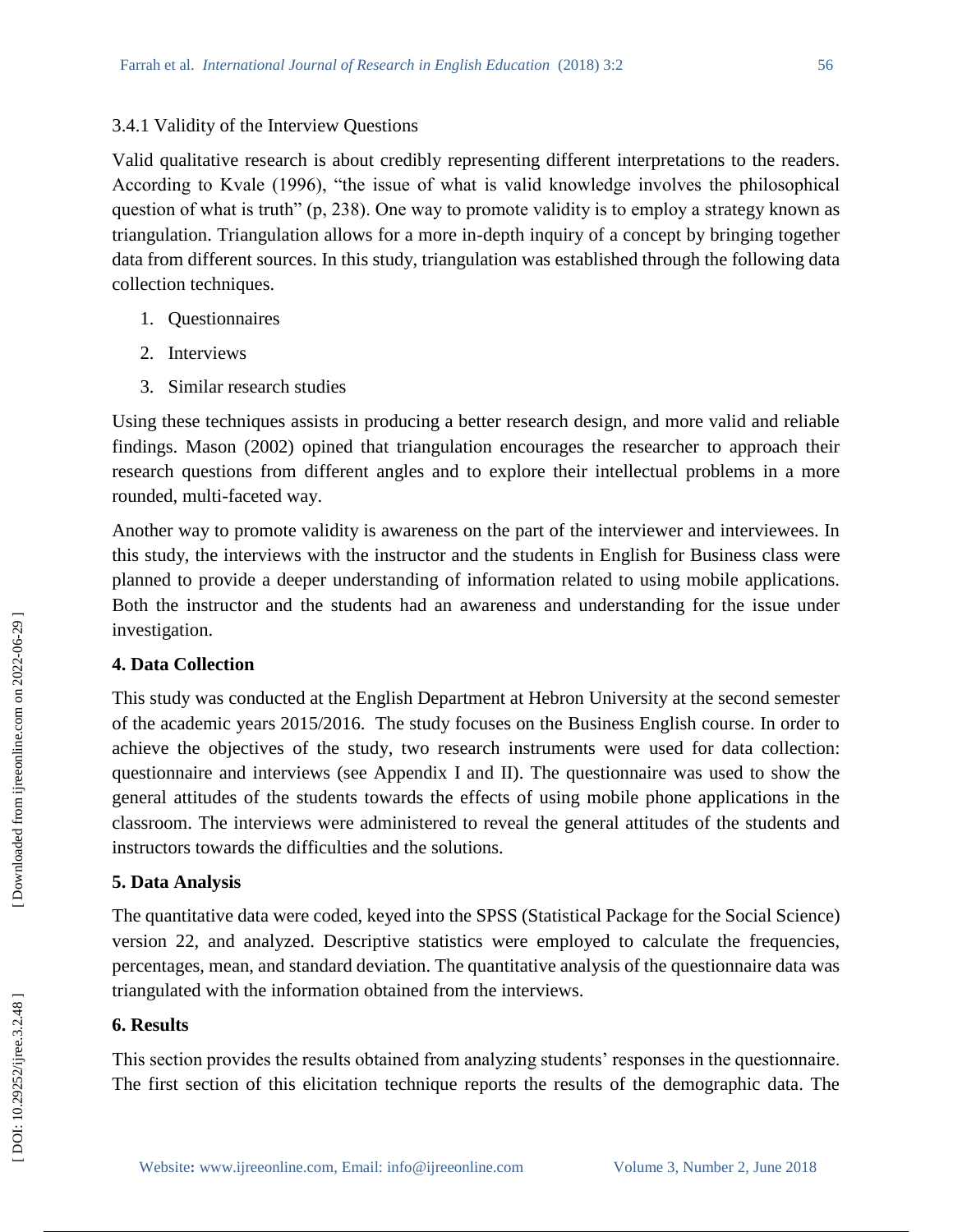### 3.4.1 Validity of the Interview Questions

Valid qualitative research is about credibly representing different interpretations to the readers. According to Kvale (1996), "the issue of what is valid knowledge involves the philosophical question of what is truth" (p, 238). One way to promote validity is to employ a strategy known as triangulation. Triangulation allows for a more in-depth inquiry of a concept by bringing together data from different sources. In this study, triangulation was established through the following data collection techniques.

1. Questionnaires
2. Interviews
3. Similar research studies

Using these techniques assists in producing a better research design, and more valid and reliable findings. Mason (2002) opined that triangulation encourages the researcher to approach their research questions from different angles and to explore their intellectual problems in a more rounded, multi-faceted way.

Another way to promote validity is awareness on the part of the interviewer and interviewees. In this study, the interviews with the instructor and the students in English for Business class were planned to provide a deeper understanding of information related to using mobile applications. Both the instructor and the students had an awareness and understanding for the issue under investigation.

## 4. Data Collection

This study was conducted at the English Department at Hebron University at the second semester of the academic years 2015/2016. The study focuses on the Business English course. In order to achieve the objectives of the study, two research instruments were used for data collection: questionnaire and interviews (see Appendix I and II). The questionnaire was used to show the general attitudes of the students towards the effects of using mobile phone applications in the classroom. The interviews were administered to reveal the general attitudes of the students and instructors towards the difficulties and the solutions.

## 5. Data Analysis

The quantitative data were coded, keyed into the SPSS (Statistical Package for the Social Science) version 22, and analyzed. Descriptive statistics were employed to calculate the frequencies, percentages, mean, and standard deviation. The quantitative analysis of the questionnaire data was triangulated with the information obtained from the interviews.

## 6. Results

This section provides the results obtained from analyzing students' responses in the questionnaire. The first section of this elicitation technique reports the results of the demographic data. The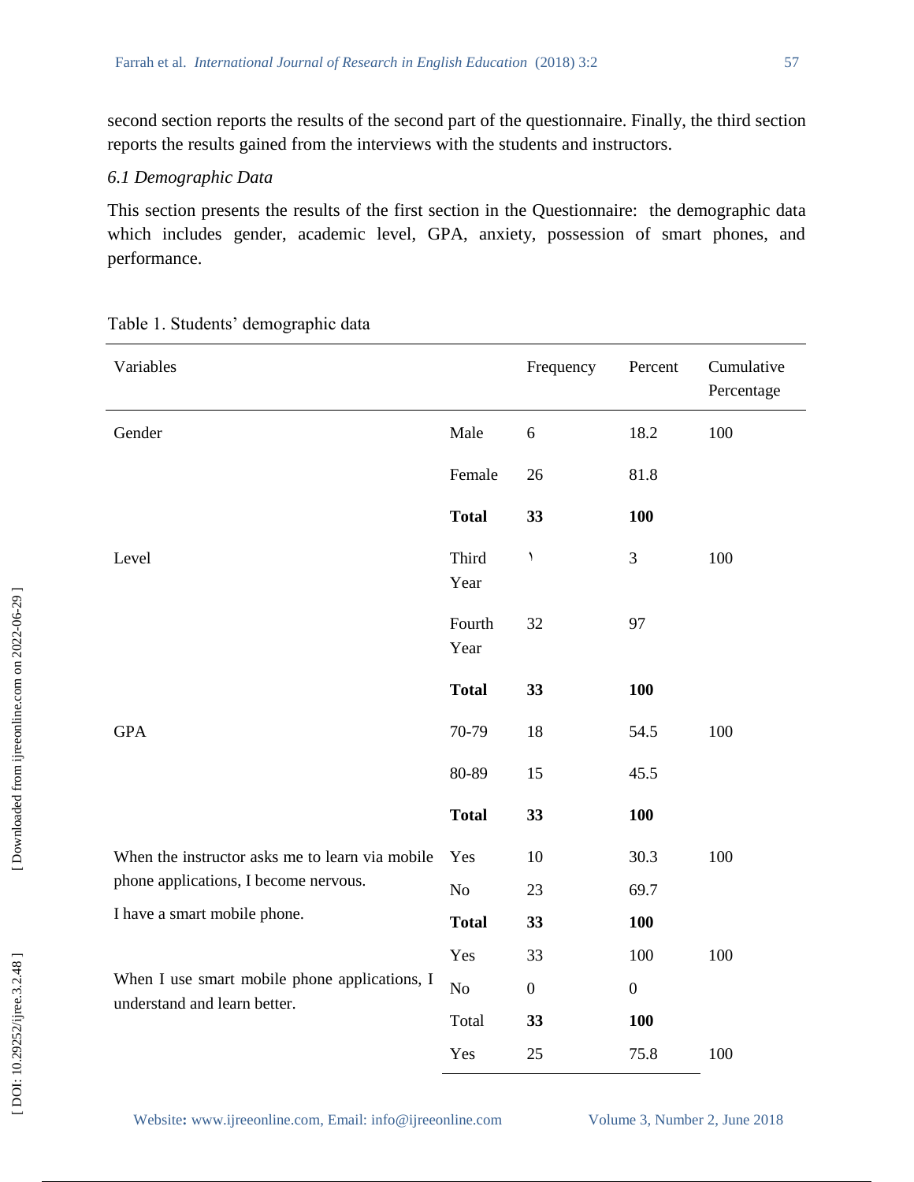second section reports the results of the second part of the questionnaire. Finally, the third section reports the results gained from the interviews with the students and instructors.

*6.1 Demographic Data*

This section presents the results of the first section in the Questionnaire: the demographic data which includes gender, academic level, GPA, anxiety, possession of smart phones, and performance.

Table 1. Students' demographic data

| Variables | | Frequency | Percent | Cumulative Percentage |
|---|---|---|---|---|
| Gender | Male | 6 | 18.2 | 100 |
| | Female | 26 | 81.8 | |
| | **Total** | **33** | **100** | |
| Level | Third Year | ١ | 3 | 100 |
| | Fourth Year | 32 | 97 | |
| | **Total** | **33** | **100** | |
| GPA | 70-79 | 18 | 54.5 | 100 |
| | 80-89 | 15 | 45.5 | |
| | **Total** | **33** | **100** | |
| When the instructor asks me to learn via mobile phone applications, I become nervous. | Yes | 10 | 30.3 | 100 |
| | No | 23 | 69.7 | |
| | **Total** | **33** | **100** | |
| I have a smart mobile phone. | Yes | 33 | 100 | 100 |
| | No | 0 | 0 | |
| | Total | **33** | **100** | |
| When I use smart mobile phone applications, I understand and learn better. | Yes | 25 | 75.8 | 100 |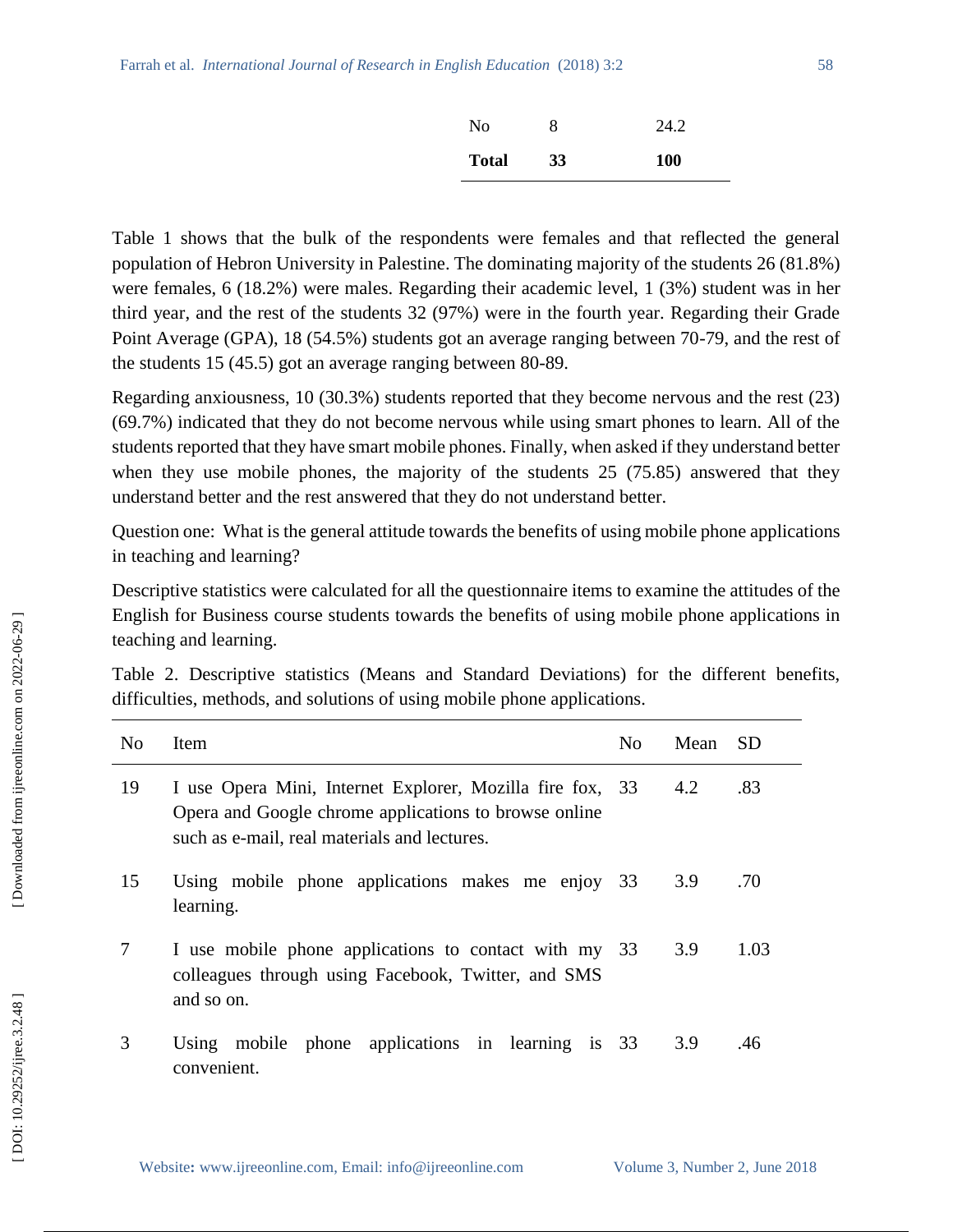| | | |
|---|---|---|
| No | 8 | 24.2 |
| **Total** | **33** | **100** |

Table 1 shows that the bulk of the respondents were females and that reflected the general population of Hebron University in Palestine. The dominating majority of the students 26 (81.8%) were females, 6 (18.2%) were males. Regarding their academic level, 1 (3%) student was in her third year, and the rest of the students 32 (97%) were in the fourth year. Regarding their Grade Point Average (GPA), 18 (54.5%) students got an average ranging between 70-79, and the rest of the students 15 (45.5) got an average ranging between 80-89.

Regarding anxiousness, 10 (30.3%) students reported that they become nervous and the rest (23) (69.7%) indicated that they do not become nervous while using smart phones to learn. All of the students reported that they have smart mobile phones. Finally, when asked if they understand better when they use mobile phones, the majority of the students 25 (75.85) answered that they understand better and the rest answered that they do not understand better.

Question one: What is the general attitude towards the benefits of using mobile phone applications in teaching and learning?

Descriptive statistics were calculated for all the questionnaire items to examine the attitudes of the English for Business course students towards the benefits of using mobile phone applications in teaching and learning.

Table 2. Descriptive statistics (Means and Standard Deviations) for the different benefits, difficulties, methods, and solutions of using mobile phone applications.

| No | Item | No | Mean | SD |
|---|---|---|---|---|
| 19 | I use Opera Mini, Internet Explorer, Mozilla fire fox, Opera and Google chrome applications to browse online such as e-mail, real materials and lectures. | 33 | 4.2 | .83 |
| 15 | Using mobile phone applications makes me enjoy learning. | 33 | 3.9 | .70 |
| 7 | I use mobile phone applications to contact with my colleagues through using Facebook, Twitter, and SMS and so on. | 33 | 3.9 | 1.03 |
| 3 | Using mobile phone applications in learning is convenient. | 33 | 3.9 | .46 |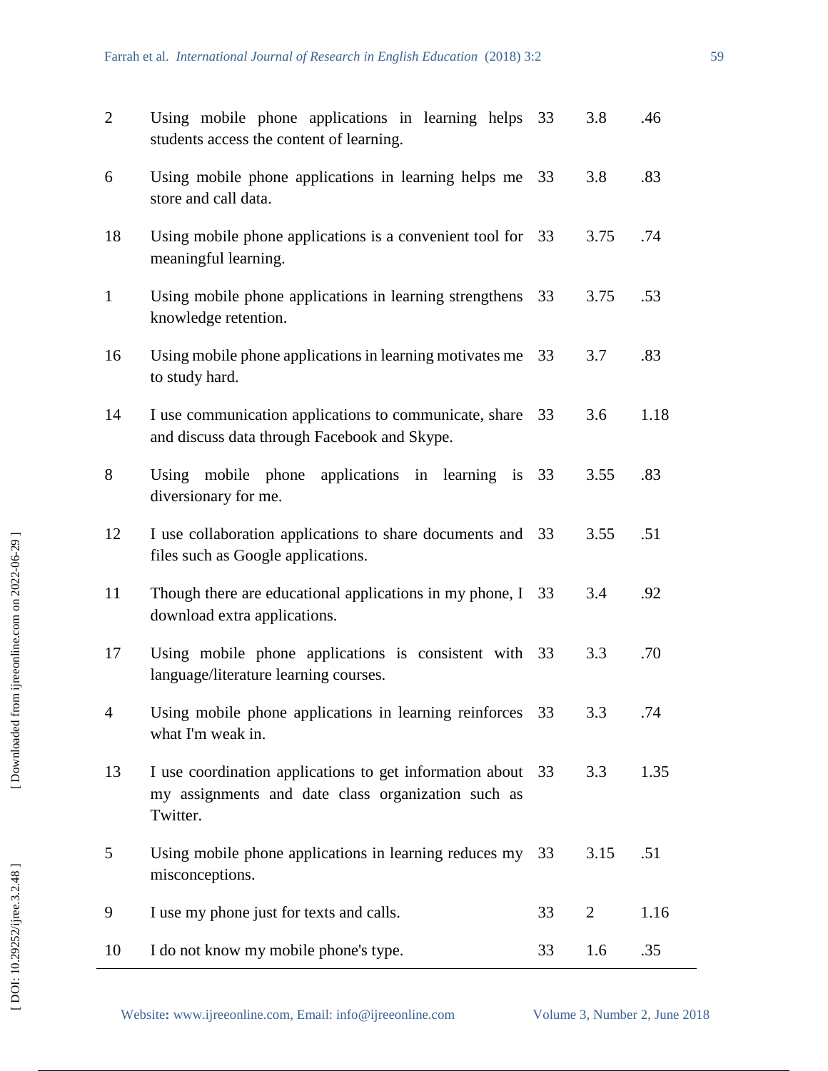| | | | | |
|---|---|---|---|---|
| 2 | Using mobile phone applications in learning helps students access the content of learning. | 33 | 3.8 | .46 |
| 6 | Using mobile phone applications in learning helps me store and call data. | 33 | 3.8 | .83 |
| 18 | Using mobile phone applications is a convenient tool for meaningful learning. | 33 | 3.75 | .74 |
| 1 | Using mobile phone applications in learning strengthens knowledge retention. | 33 | 3.75 | .53 |
| 16 | Using mobile phone applications in learning motivates me to study hard. | 33 | 3.7 | .83 |
| 14 | I use communication applications to communicate, share and discuss data through Facebook and Skype. | 33 | 3.6 | 1.18 |
| 8 | Using mobile phone applications in learning is diversionary for me. | 33 | 3.55 | .83 |
| 12 | I use collaboration applications to share documents and files such as Google applications. | 33 | 3.55 | .51 |
| 11 | Though there are educational applications in my phone, I download extra applications. | 33 | 3.4 | .92 |
| 17 | Using mobile phone applications is consistent with language/literature learning courses. | 33 | 3.3 | .70 |
| 4 | Using mobile phone applications in learning reinforces what I'm weak in. | 33 | 3.3 | .74 |
| 13 | I use coordination applications to get information about my assignments and date class organization such as Twitter. | 33 | 3.3 | 1.35 |
| 5 | Using mobile phone applications in learning reduces my misconceptions. | 33 | 3.15 | .51 |
| 9 | I use my phone just for texts and calls. | 33 | 2 | 1.16 |
| 10 | I do not know my mobile phone's type. | 33 | 1.6 | .35 |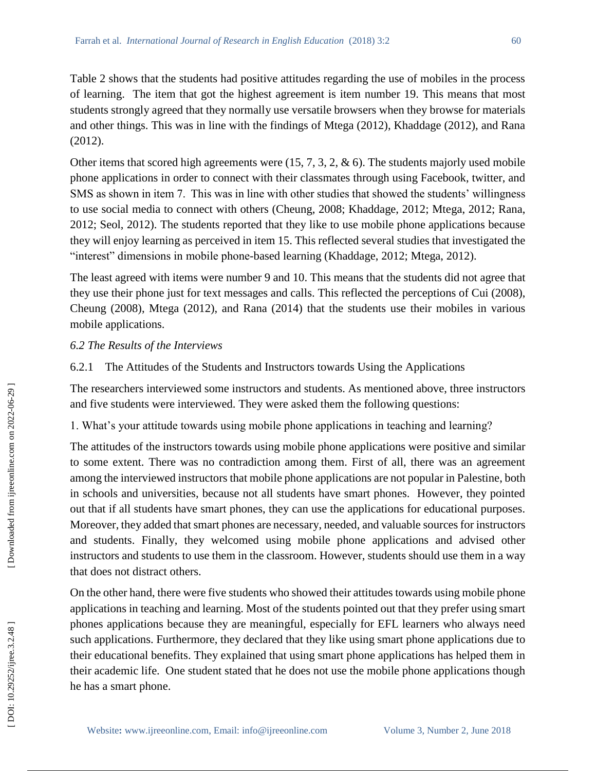Table 2 shows that the students had positive attitudes regarding the use of mobiles in the process of learning. The item that got the highest agreement is item number 19. This means that most students strongly agreed that they normally use versatile browsers when they browse for materials and other things. This was in line with the findings of Mtega (2012), Khaddage (2012), and Rana (2012).

Other items that scored high agreements were (15, 7, 3, 2, & 6). The students majorly used mobile phone applications in order to connect with their classmates through using Facebook, twitter, and SMS as shown in item 7. This was in line with other studies that showed the students' willingness to use social media to connect with others (Cheung, 2008; Khaddage, 2012; Mtega, 2012; Rana, 2012; Seol, 2012). The students reported that they like to use mobile phone applications because they will enjoy learning as perceived in item 15. This reflected several studies that investigated the "interest" dimensions in mobile phone-based learning (Khaddage, 2012; Mtega, 2012).

The least agreed with items were number 9 and 10. This means that the students did not agree that they use their phone just for text messages and calls. This reflected the perceptions of Cui (2008), Cheung (2008), Mtega (2012), and Rana (2014) that the students use their mobiles in various mobile applications.

### *6.2 The Results of the Interviews*

#### 6.2.1 The Attitudes of the Students and Instructors towards Using the Applications

The researchers interviewed some instructors and students. As mentioned above, three instructors and five students were interviewed. They were asked them the following questions:

1. What's your attitude towards using mobile phone applications in teaching and learning?

The attitudes of the instructors towards using mobile phone applications were positive and similar to some extent. There was no contradiction among them. First of all, there was an agreement among the interviewed instructors that mobile phone applications are not popular in Palestine, both in schools and universities, because not all students have smart phones. However, they pointed out that if all students have smart phones, they can use the applications for educational purposes. Moreover, they added that smart phones are necessary, needed, and valuable sources for instructors and students. Finally, they welcomed using mobile phone applications and advised other instructors and students to use them in the classroom. However, students should use them in a way that does not distract others.

On the other hand, there were five students who showed their attitudes towards using mobile phone applications in teaching and learning. Most of the students pointed out that they prefer using smart phones applications because they are meaningful, especially for EFL learners who always need such applications. Furthermore, they declared that they like using smart phone applications due to their educational benefits. They explained that using smart phone applications has helped them in their academic life. One student stated that he does not use the mobile phone applications though he has a smart phone.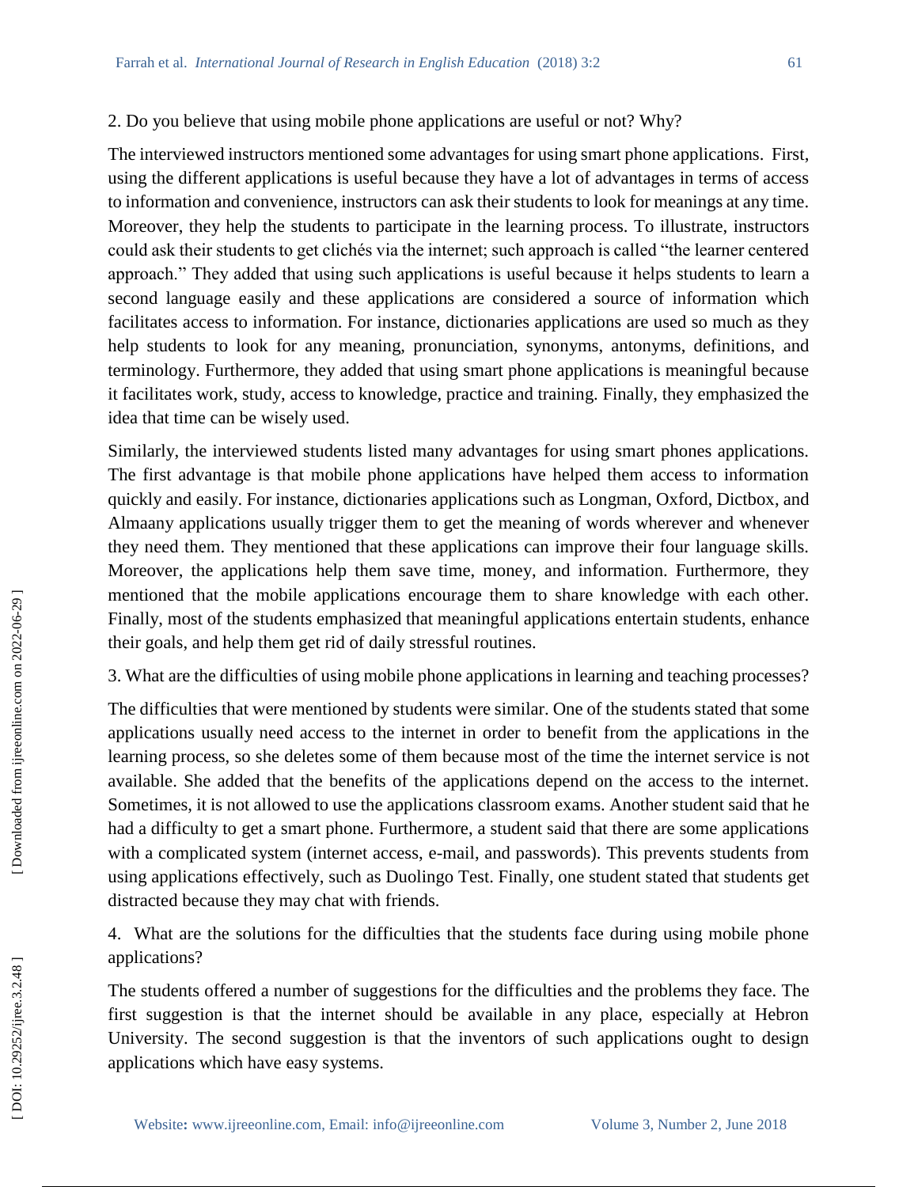2. Do you believe that using mobile phone applications are useful or not? Why?

The interviewed instructors mentioned some advantages for using smart phone applications. First, using the different applications is useful because they have a lot of advantages in terms of access to information and convenience, instructors can ask their students to look for meanings at any time. Moreover, they help the students to participate in the learning process. To illustrate, instructors could ask their students to get clichés via the internet; such approach is called "the learner centered approach." They added that using such applications is useful because it helps students to learn a second language easily and these applications are considered a source of information which facilitates access to information. For instance, dictionaries applications are used so much as they help students to look for any meaning, pronunciation, synonyms, antonyms, definitions, and terminology. Furthermore, they added that using smart phone applications is meaningful because it facilitates work, study, access to knowledge, practice and training. Finally, they emphasized the idea that time can be wisely used.

Similarly, the interviewed students listed many advantages for using smart phones applications. The first advantage is that mobile phone applications have helped them access to information quickly and easily. For instance, dictionaries applications such as Longman, Oxford, Dictbox, and Almaany applications usually trigger them to get the meaning of words wherever and whenever they need them. They mentioned that these applications can improve their four language skills. Moreover, the applications help them save time, money, and information. Furthermore, they mentioned that the mobile applications encourage them to share knowledge with each other. Finally, most of the students emphasized that meaningful applications entertain students, enhance their goals, and help them get rid of daily stressful routines.

3. What are the difficulties of using mobile phone applications in learning and teaching processes?

The difficulties that were mentioned by students were similar. One of the students stated that some applications usually need access to the internet in order to benefit from the applications in the learning process, so she deletes some of them because most of the time the internet service is not available. She added that the benefits of the applications depend on the access to the internet. Sometimes, it is not allowed to use the applications classroom exams. Another student said that he had a difficulty to get a smart phone. Furthermore, a student said that there are some applications with a complicated system (internet access, e-mail, and passwords). This prevents students from using applications effectively, such as Duolingo Test. Finally, one student stated that students get distracted because they may chat with friends.

4. What are the solutions for the difficulties that the students face during using mobile phone applications?

The students offered a number of suggestions for the difficulties and the problems they face. The first suggestion is that the internet should be available in any place, especially at Hebron University. The second suggestion is that the inventors of such applications ought to design applications which have easy systems.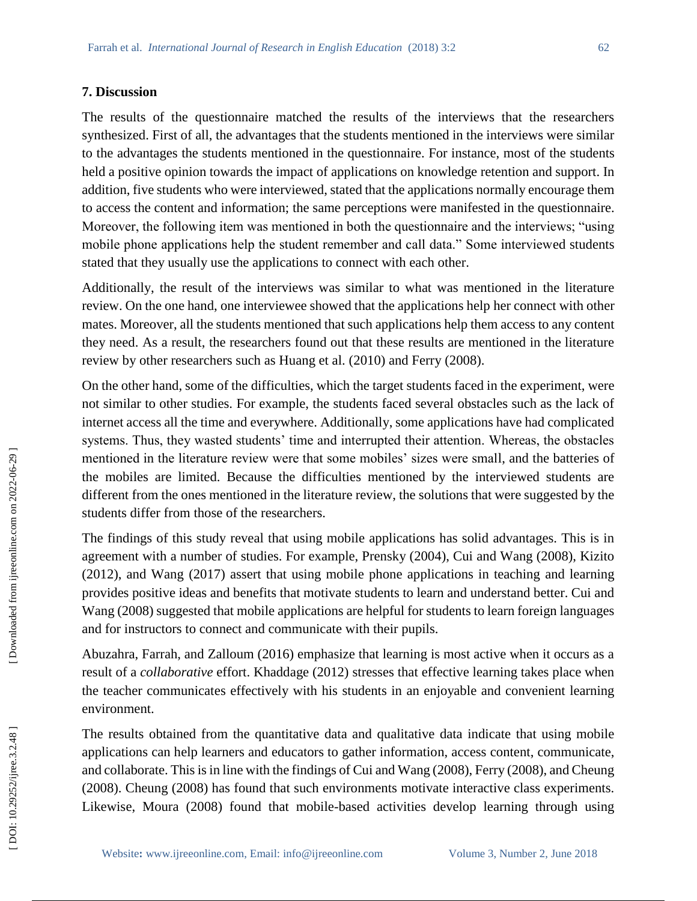## 7. Discussion

The results of the questionnaire matched the results of the interviews that the researchers synthesized. First of all, the advantages that the students mentioned in the interviews were similar to the advantages the students mentioned in the questionnaire. For instance, most of the students held a positive opinion towards the impact of applications on knowledge retention and support. In addition, five students who were interviewed, stated that the applications normally encourage them to access the content and information; the same perceptions were manifested in the questionnaire. Moreover, the following item was mentioned in both the questionnaire and the interviews; "using mobile phone applications help the student remember and call data." Some interviewed students stated that they usually use the applications to connect with each other.

Additionally, the result of the interviews was similar to what was mentioned in the literature review. On the one hand, one interviewee showed that the applications help her connect with other mates. Moreover, all the students mentioned that such applications help them access to any content they need. As a result, the researchers found out that these results are mentioned in the literature review by other researchers such as Huang et al. (2010) and Ferry (2008).

On the other hand, some of the difficulties, which the target students faced in the experiment, were not similar to other studies. For example, the students faced several obstacles such as the lack of internet access all the time and everywhere. Additionally, some applications have had complicated systems. Thus, they wasted students' time and interrupted their attention. Whereas, the obstacles mentioned in the literature review were that some mobiles' sizes were small, and the batteries of the mobiles are limited. Because the difficulties mentioned by the interviewed students are different from the ones mentioned in the literature review, the solutions that were suggested by the students differ from those of the researchers.

The findings of this study reveal that using mobile applications has solid advantages. This is in agreement with a number of studies. For example, Prensky (2004), Cui and Wang (2008), Kizito (2012), and Wang (2017) assert that using mobile phone applications in teaching and learning provides positive ideas and benefits that motivate students to learn and understand better. Cui and Wang (2008) suggested that mobile applications are helpful for students to learn foreign languages and for instructors to connect and communicate with their pupils.

Abuzahra, Farrah, and Zalloum (2016) emphasize that learning is most active when it occurs as a result of a *collaborative* effort. Khaddage (2012) stresses that effective learning takes place when the teacher communicates effectively with his students in an enjoyable and convenient learning environment.

The results obtained from the quantitative data and qualitative data indicate that using mobile applications can help learners and educators to gather information, access content, communicate, and collaborate. This is in line with the findings of Cui and Wang (2008), Ferry (2008), and Cheung (2008). Cheung (2008) has found that such environments motivate interactive class experiments. Likewise, Moura (2008) found that mobile-based activities develop learning through using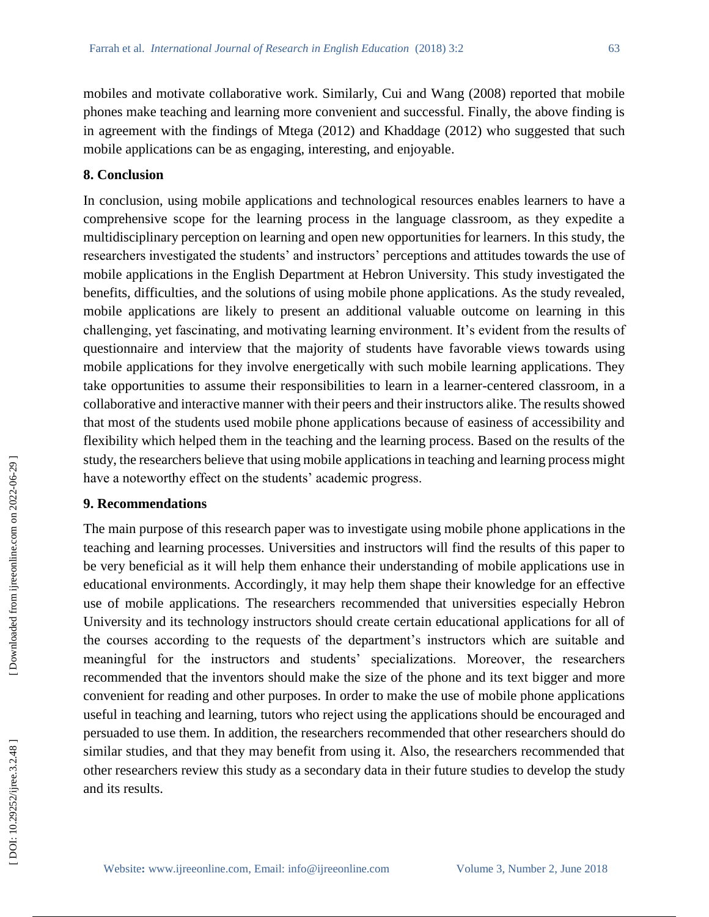mobiles and motivate collaborative work. Similarly, Cui and Wang (2008) reported that mobile phones make teaching and learning more convenient and successful. Finally, the above finding is in agreement with the findings of Mtega (2012) and Khaddage (2012) who suggested that such mobile applications can be as engaging, interesting, and enjoyable.

## 8. Conclusion

In conclusion, using mobile applications and technological resources enables learners to have a comprehensive scope for the learning process in the language classroom, as they expedite a multidisciplinary perception on learning and open new opportunities for learners. In this study, the researchers investigated the students' and instructors' perceptions and attitudes towards the use of mobile applications in the English Department at Hebron University. This study investigated the benefits, difficulties, and the solutions of using mobile phone applications. As the study revealed, mobile applications are likely to present an additional valuable outcome on learning in this challenging, yet fascinating, and motivating learning environment. It's evident from the results of questionnaire and interview that the majority of students have favorable views towards using mobile applications for they involve energetically with such mobile learning applications. They take opportunities to assume their responsibilities to learn in a learner-centered classroom, in a collaborative and interactive manner with their peers and their instructors alike. The results showed that most of the students used mobile phone applications because of easiness of accessibility and flexibility which helped them in the teaching and the learning process. Based on the results of the study, the researchers believe that using mobile applications in teaching and learning process might have a noteworthy effect on the students' academic progress.

## 9. Recommendations

The main purpose of this research paper was to investigate using mobile phone applications in the teaching and learning processes. Universities and instructors will find the results of this paper to be very beneficial as it will help them enhance their understanding of mobile applications use in educational environments. Accordingly, it may help them shape their knowledge for an effective use of mobile applications. The researchers recommended that universities especially Hebron University and its technology instructors should create certain educational applications for all of the courses according to the requests of the department's instructors which are suitable and meaningful for the instructors and students' specializations. Moreover, the researchers recommended that the inventors should make the size of the phone and its text bigger and more convenient for reading and other purposes. In order to make the use of mobile phone applications useful in teaching and learning, tutors who reject using the applications should be encouraged and persuaded to use them. In addition, the researchers recommended that other researchers should do similar studies, and that they may benefit from using it. Also, the researchers recommended that other researchers review this study as a secondary data in their future studies to develop the study and its results.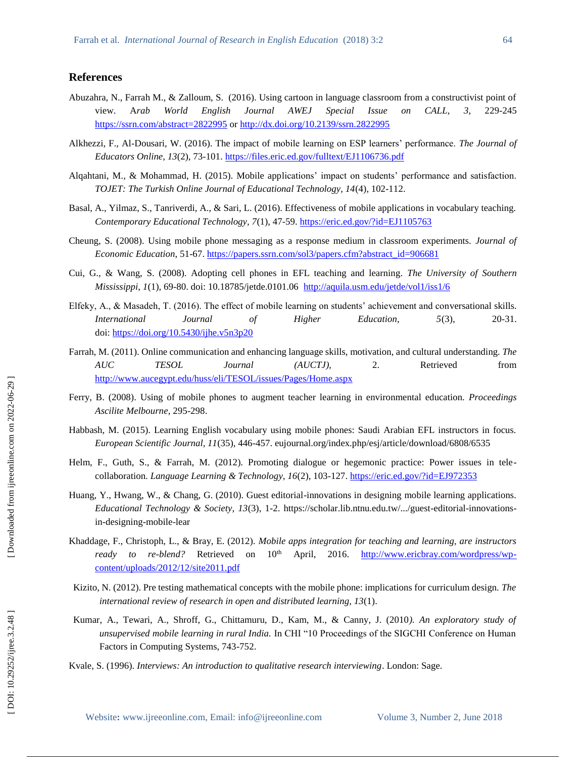## References

Abuzahra, N., Farrah M., & Zalloum, S. (2016). Using cartoon in language classroom from a constructivist point of view. A*rab World English Journal AWEJ Special Issue on CALL, 3,* 229-245 https://ssrn.com/abstract=2822995 or http://dx.doi.org/10.2139/ssrn.2822995

Alkhezzi, F., Al-Dousari, W. (2016). The impact of mobile learning on ESP learners' performance. *The Journal of Educators Online, 13*(2), 73-101. https://files.eric.ed.gov/fulltext/EJ1106736.pdf

Alqahtani, M., & Mohammad, H. (2015). Mobile applications' impact on students' performance and satisfaction. *TOJET: The Turkish Online Journal of Educational Technology, 14*(4), 102-112.

Basal, A., Yilmaz, S., Tanriverdi, A., & Sari, L. (2016). Effectiveness of mobile applications in vocabulary teaching. *Contemporary Educational Technology, 7*(1), 47-59. https://eric.ed.gov/?id=EJ1105763

Cheung, S. (2008). Using mobile phone messaging as a response medium in classroom experiments. *Journal of Economic Education*, 51-67. https://papers.ssrn.com/sol3/papers.cfm?abstract_id=906681

Cui, G., & Wang, S. (2008). Adopting cell phones in EFL teaching and learning. *The University of Southern Mississippi, 1*(1), 69-80. doi: 10.18785/jetde.0101.06 http://aquila.usm.edu/jetde/vol1/iss1/6

Elfeky, A., & Masadeh, T. (2016). The effect of mobile learning on students' achievement and conversational skills. *International Journal of Higher Education, 5*(3), 20-31. doi: https://doi.org/10.5430/ijhe.v5n3p20

Farrah, M. (2011). Online communication and enhancing language skills, motivation, and cultural understanding. *The AUC TESOL Journal (AUCTJ),* 2. Retrieved from http://www.aucegypt.edu/huss/eli/TESOL/issues/Pages/Home.aspx

Ferry, B. (2008). Using of mobile phones to augment teacher learning in environmental education. *Proceedings Ascilite Melbourne*, 295-298.

Habbash, M. (2015). Learning English vocabulary using mobile phones: Saudi Arabian EFL instructors in focus. *European Scientific Journal, 11*(35), 446-457. eujournal.org/index.php/esj/article/download/6808/6535

Helm, F., Guth, S., & Farrah, M. (2012). Promoting dialogue or hegemonic practice: Power issues in tele-collaboration. *Language Learning & Technology, 16*(2), 103-127. https://eric.ed.gov/?id=EJ972353

Huang, Y., Hwang, W., & Chang, G. (2010). Guest editorial-innovations in designing mobile learning applications. *Educational Technology & Society, 13*(3), 1-2. https://scholar.lib.ntnu.edu.tw/.../guest-editorial-innovations-in-designing-mobile-lear

Khaddage, F., Christoph, L., & Bray, E. (2012). *Mobile apps integration for teaching and learning, are instructors ready to re-blend?* Retrieved on 10th April, 2016. http://www.ericbray.com/wordpress/wp-content/uploads/2012/12/site2011.pdf

Kizito, N. (2012). Pre testing mathematical concepts with the mobile phone: implications for curriculum design. *The international review of research in open and distributed learning, 13*(1).

Kumar, A., Tewari, A., Shroff, G., Chittamuru, D., Kam, M., & Canny, J. (2010*). An exploratory study of unsupervised mobile learning in rural India.* In CHI "10 Proceedings of the SIGCHI Conference on Human Factors in Computing Systems, 743-752.

Kvale, S. (1996). *Interviews: An introduction to qualitative research interviewing*. London: Sage.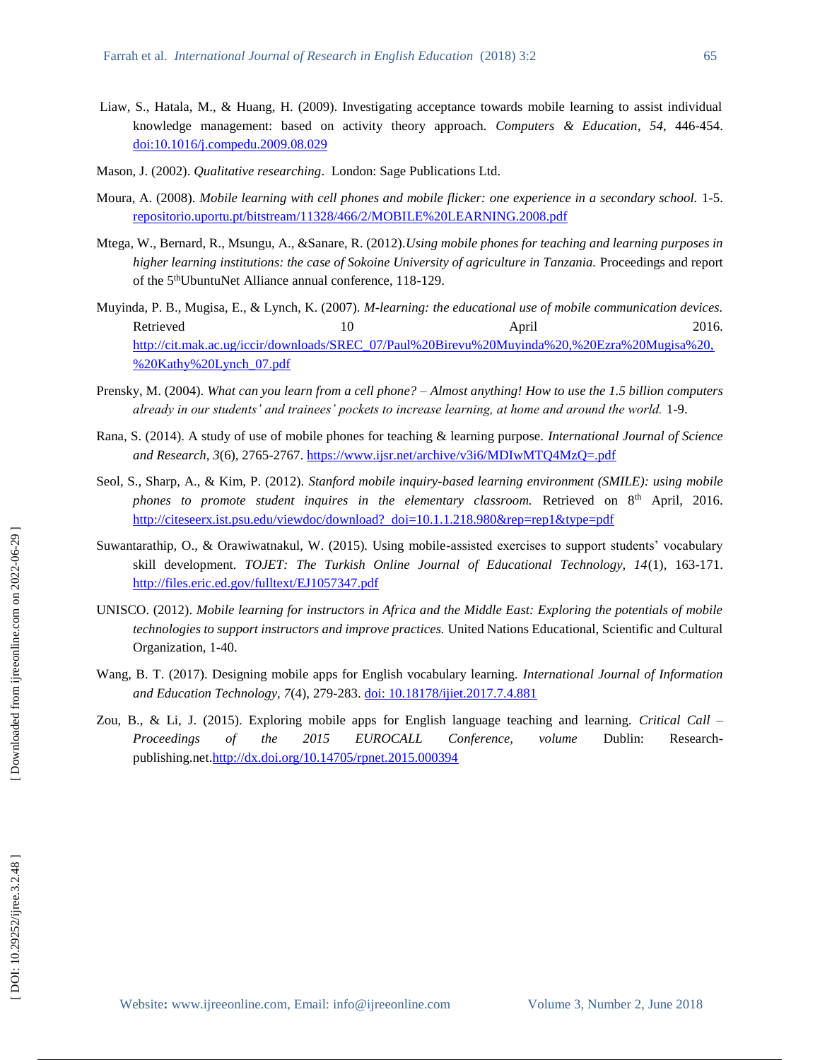Liaw, S., Hatala, M., & Huang, H. (2009). Investigating acceptance towards mobile learning to assist individual knowledge management: based on activity theory approach. *Computers & Education*, *54*, 446-454. doi:10.1016/j.compedu.2009.08.029

Mason, J. (2002). *Qualitative researching*. London: Sage Publications Ltd.

Moura, A. (2008). *Mobile learning with cell phones and mobile flicker: one experience in a secondary school.* 1-5. repositorio.uportu.pt/bitstream/11328/466/2/MOBILE%20LEARNING.2008.pdf

Mtega, W., Bernard, R., Msungu, A., &Sanare, R. (2012).*Using mobile phones for teaching and learning purposes in higher learning institutions: the case of Sokoine University of agriculture in Tanzania.* Proceedings and report of the 5thUbuntuNet Alliance annual conference, 118-129.

Muyinda, P. B., Mugisa, E., & Lynch, K. (2007). *M-learning: the educational use of mobile communication devices.* Retrieved 10 April 2016. http://cit.mak.ac.ug/iccir/downloads/SREC_07/Paul%20Birevu%20Muyinda%20,%20Ezra%20Mugisa%20,%20Kathy%20Lynch_07.pdf

Prensky, M. (2004). *What can you learn from a cell phone? – Almost anything! How to use the 1.5 billion computers already in our students' and trainees' pockets to increase learning, at home and around the world.* 1-9.

Rana, S. (2014). A study of use of mobile phones for teaching & learning purpose. *International Journal of Science and Research, 3*(6), 2765-2767. https://www.ijsr.net/archive/v3i6/MDIwMTQ4MzQ=.pdf

Seol, S., Sharp, A., & Kim, P. (2012). *Stanford mobile inquiry-based learning environment (SMILE): using mobile phones to promote student inquires in the elementary classroom.* Retrieved on 8th April, 2016. http://citeseerx.ist.psu.edu/viewdoc/download?_doi=10.1.1.218.980&rep=rep1&type=pdf

Suwantarathip, O., & Orawiwatnakul, W. (2015). Using mobile-assisted exercises to support students' vocabulary skill development. *TOJET: The Turkish Online Journal of Educational Technology, 14*(1), 163-171. http://files.eric.ed.gov/fulltext/EJ1057347.pdf

UNISCO. (2012). *Mobile learning for instructors in Africa and the Middle East: Exploring the potentials of mobile technologies to support instructors and improve practices.* United Nations Educational, Scientific and Cultural Organization, 1-40.

Wang, B. T. (2017). Designing mobile apps for English vocabulary learning. *International Journal of Information and Education Technology, 7*(4), 279-283. doi: 10.18178/ijiet.2017.7.4.881

Zou, B., & Li, J. (2015). Exploring mobile apps for English language teaching and learning. *Critical Call – Proceedings of the 2015 EUROCALL Conference, volume* Dublin: Research-publishing.net.http://dx.doi.org/10.14705/rpnet.2015.000394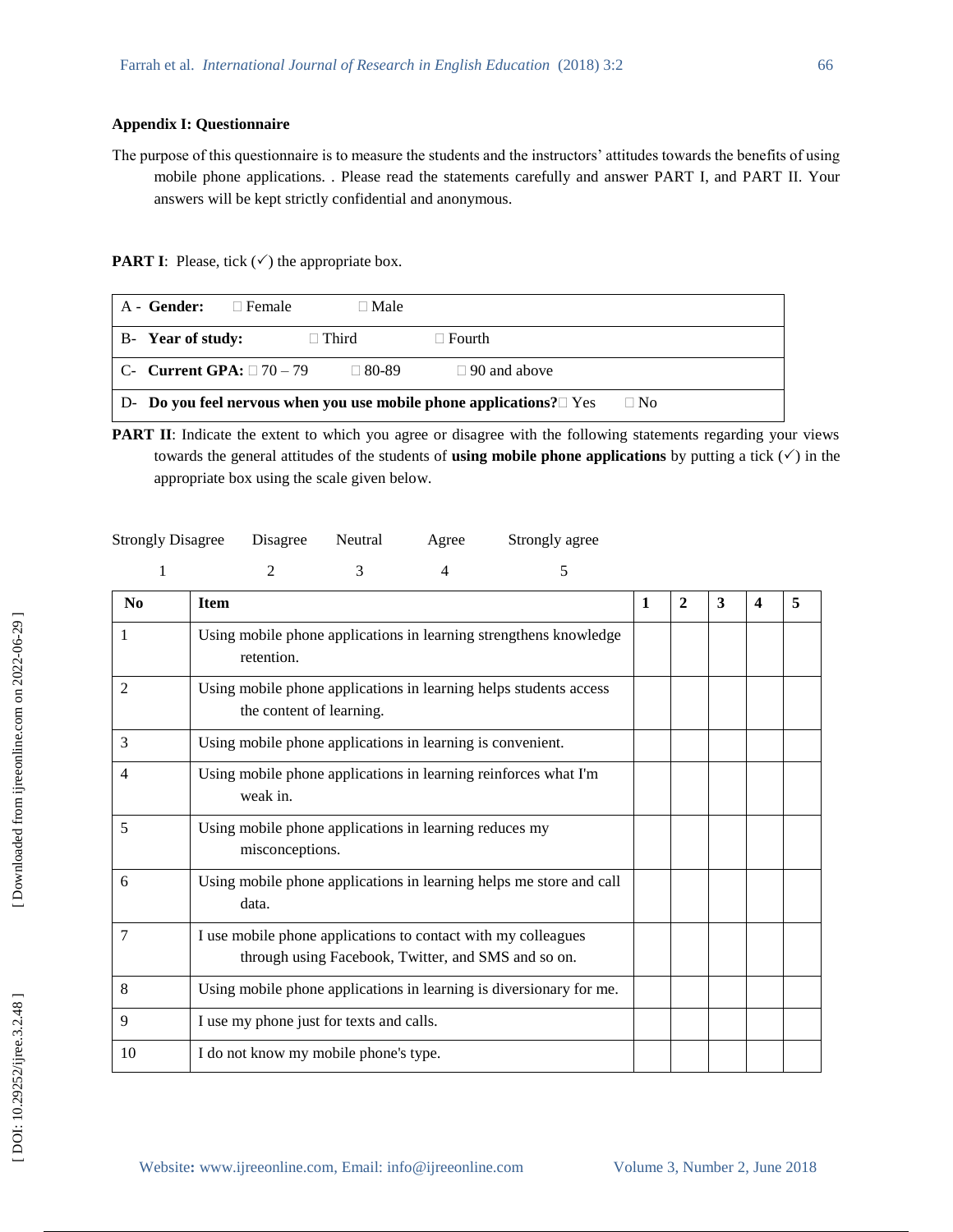**Appendix I: Questionnaire**

The purpose of this questionnaire is to measure the students and the instructors' attitudes towards the benefits of using mobile phone applications. . Please read the statements carefully and answer PART I, and PART II. Your answers will be kept strictly confidential and anonymous.

**PART I**: Please, tick (✓) the appropriate box.

| |
|---|
| A - **Gender:** □ Female □ Male |
| B- **Year of study:** □ Third □ Fourth |
| C- **Current GPA:** □ 70 – 79 □ 80-89 □ 90 and above |
| D- **Do you feel nervous when you use mobile phone applications?** □ Yes □ No |

**PART II**: Indicate the extent to which you agree or disagree with the following statements regarding your views towards the general attitudes of the students of **using mobile phone applications** by putting a tick (✓) in the appropriate box using the scale given below.

| Strongly Disagree | Disagree | Neutral | Agree | Strongly agree |
|---|---|---|---|---|
| 1 | 2 | 3 | 4 | 5 |

| No | Item | 1 | 2 | 3 | 4 | 5 |
|---|---|---|---|---|---|---|
| 1 | Using mobile phone applications in learning strengthens knowledge retention. | | | | | |
| 2 | Using mobile phone applications in learning helps students access the content of learning. | | | | | |
| 3 | Using mobile phone applications in learning is convenient. | | | | | |
| 4 | Using mobile phone applications in learning reinforces what I'm weak in. | | | | | |
| 5 | Using mobile phone applications in learning reduces my misconceptions. | | | | | |
| 6 | Using mobile phone applications in learning helps me store and call data. | | | | | |
| 7 | I use mobile phone applications to contact with my colleagues through using Facebook, Twitter, and SMS and so on. | | | | | |
| 8 | Using mobile phone applications in learning is diversionary for me. | | | | | |
| 9 | I use my phone just for texts and calls. | | | | | |
| 10 | I do not know my mobile phone's type. | | | | | |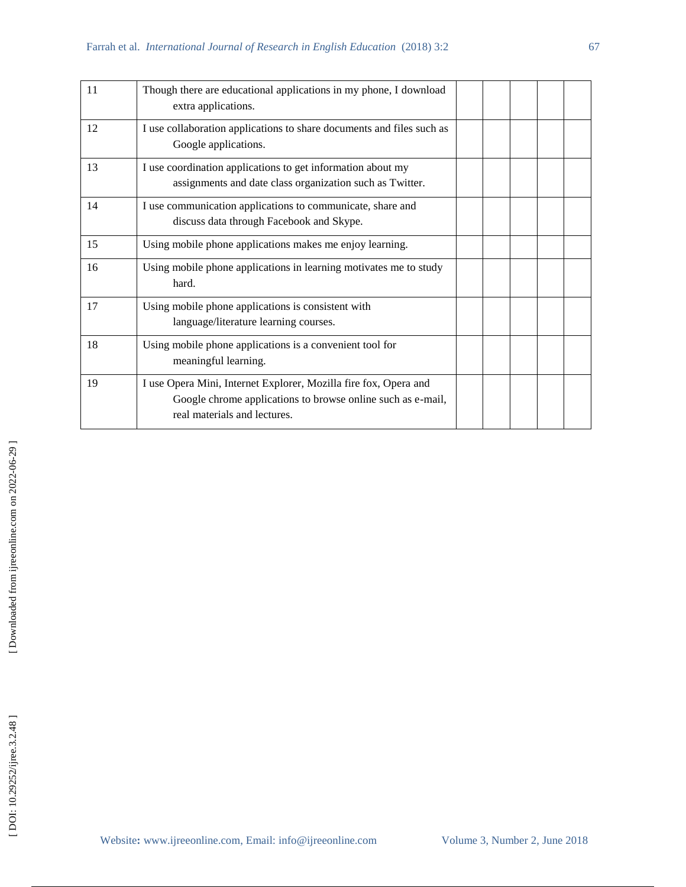| | | | | | | |
|---|---|---|---|---|---|---|
| 11 | Though there are educational applications in my phone, I download extra applications. | | | | | |
| 12 | I use collaboration applications to share documents and files such as Google applications. | | | | | |
| 13 | I use coordination applications to get information about my assignments and date class organization such as Twitter. | | | | | |
| 14 | I use communication applications to communicate, share and discuss data through Facebook and Skype. | | | | | |
| 15 | Using mobile phone applications makes me enjoy learning. | | | | | |
| 16 | Using mobile phone applications in learning motivates me to study hard. | | | | | |
| 17 | Using mobile phone applications is consistent with language/literature learning courses. | | | | | |
| 18 | Using mobile phone applications is a convenient tool for meaningful learning. | | | | | |
| 19 | I use Opera Mini, Internet Explorer, Mozilla fire fox, Opera and Google chrome applications to browse online such as e-mail, real materials and lectures. | | | | | |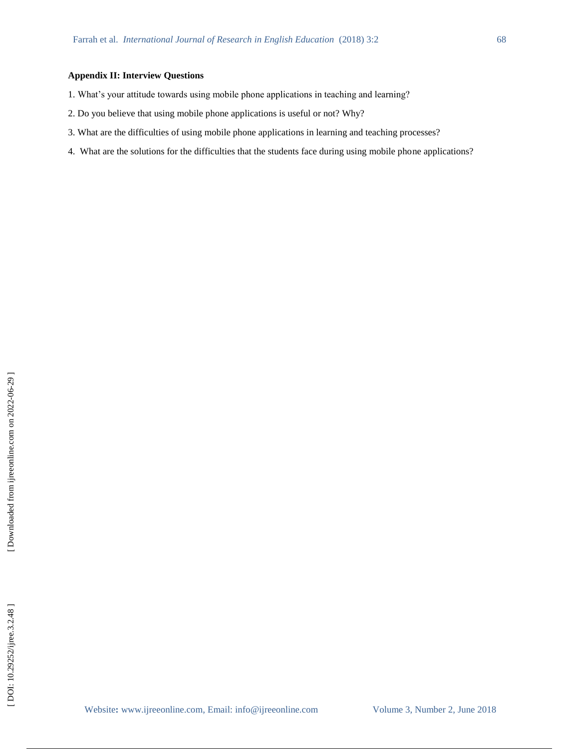**Appendix II: Interview Questions**

1. What's your attitude towards using mobile phone applications in teaching and learning?
2. Do you believe that using mobile phone applications is useful or not? Why?
3. What are the difficulties of using mobile phone applications in learning and teaching processes?
4. What are the solutions for the difficulties that the students face during using mobile phone applications?